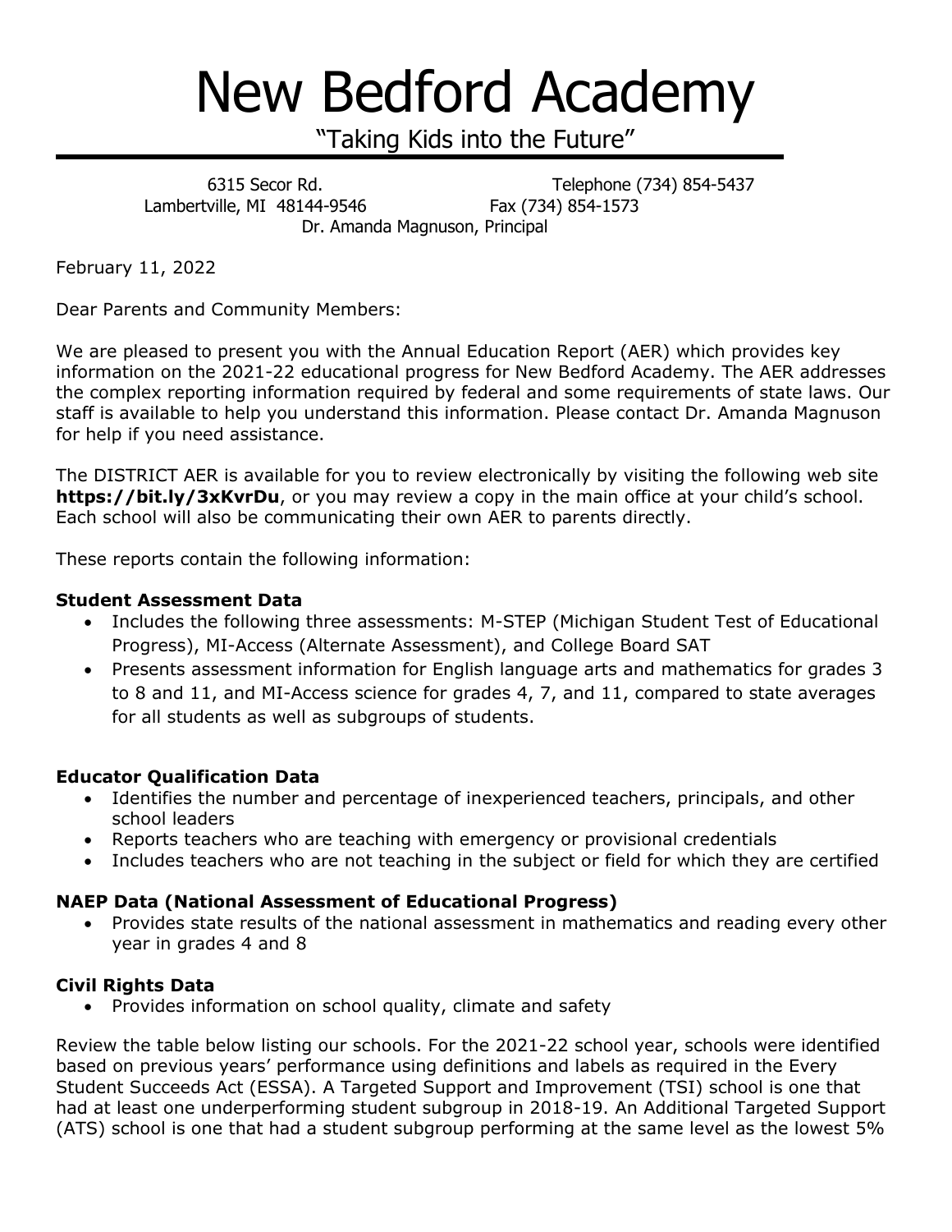# New Bedford Academy

"Taking Kids into the Future"

6315 Secor Rd.
Lambertville, MI 48144-9546

Telephone (734) 854-5437
Fax (734) 854-1573

Dr. Amanda Magnuson, Principal

February 11, 2022

Dear Parents and Community Members:

We are pleased to present you with the Annual Education Report (AER) which provides key information on the 2021-22 educational progress for New Bedford Academy. The AER addresses the complex reporting information required by federal and some requirements of state laws. Our staff is available to help you understand this information. Please contact Dr. Amanda Magnuson for help if you need assistance.

The DISTRICT AER is available for you to review electronically by visiting the following web site **https://bit.ly/3xKvrDu**, or you may review a copy in the main office at your child's school. Each school will also be communicating their own AER to parents directly.

These reports contain the following information:

**Student Assessment Data**

- Includes the following three assessments: M-STEP (Michigan Student Test of Educational Progress), MI-Access (Alternate Assessment), and College Board SAT
- Presents assessment information for English language arts and mathematics for grades 3 to 8 and 11, and MI-Access science for grades 4, 7, and 11, compared to state averages for all students as well as subgroups of students.

**Educator Qualification Data**

- Identifies the number and percentage of inexperienced teachers, principals, and other school leaders
- Reports teachers who are teaching with emergency or provisional credentials
- Includes teachers who are not teaching in the subject or field for which they are certified

**NAEP Data (National Assessment of Educational Progress)**

- Provides state results of the national assessment in mathematics and reading every other year in grades 4 and 8

**Civil Rights Data**

- Provides information on school quality, climate and safety

Review the table below listing our schools. For the 2021-22 school year, schools were identified based on previous years' performance using definitions and labels as required in the Every Student Succeeds Act (ESSA). A Targeted Support and Improvement (TSI) school is one that had at least one underperforming student subgroup in 2018-19. An Additional Targeted Support (ATS) school is one that had a student subgroup performing at the same level as the lowest 5%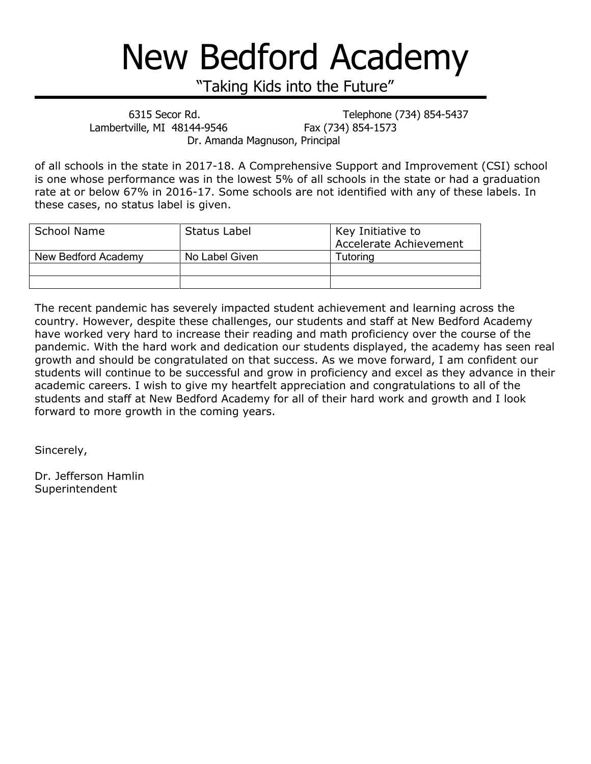# New Bedford Academy

"Taking Kids into the Future"

6315 Secor Rd.
Lambertville, MI 48144-9546

Telephone (734) 854-5437
Fax (734) 854-1573

Dr. Amanda Magnuson, Principal

of all schools in the state in 2017-18. A Comprehensive Support and Improvement (CSI) school is one whose performance was in the lowest 5% of all schools in the state or had a graduation rate at or below 67% in 2016-17. Some schools are not identified with any of these labels. In these cases, no status label is given.

| School Name | Status Label | Key Initiative to Accelerate Achievement |
|---|---|---|
| New Bedford Academy | No Label Given | Tutoring |
| | | |
| | | |

The recent pandemic has severely impacted student achievement and learning across the country. However, despite these challenges, our students and staff at New Bedford Academy have worked very hard to increase their reading and math proficiency over the course of the pandemic. With the hard work and dedication our students displayed, the academy has seen real growth and should be congratulated on that success. As we move forward, I am confident our students will continue to be successful and grow in proficiency and excel as they advance in their academic careers. I wish to give my heartfelt appreciation and congratulations to all of the students and staff at New Bedford Academy for all of their hard work and growth and I look forward to more growth in the coming years.

Sincerely,

Dr. Jefferson Hamlin
Superintendent